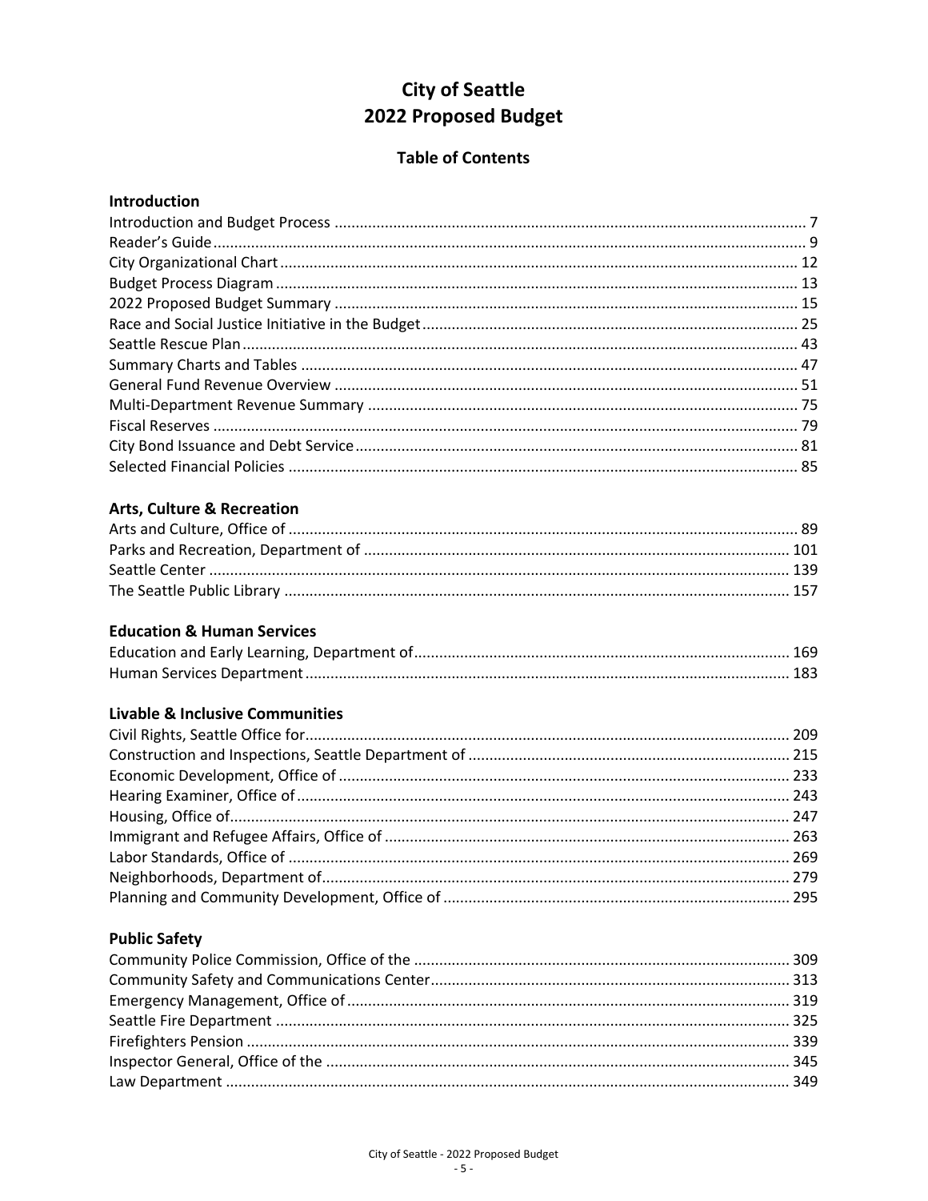# City of Seattle
# 2022 Proposed Budget

## Table of Contents

### Introduction

Introduction and Budget Process ........ 7
Reader's Guide ........ 9
City Organizational Chart ........ 12
Budget Process Diagram ........ 13
2022 Proposed Budget Summary ........ 15
Race and Social Justice Initiative in the Budget ........ 25
Seattle Rescue Plan ........ 43
Summary Charts and Tables ........ 47
General Fund Revenue Overview ........ 51
Multi-Department Revenue Summary ........ 75
Fiscal Reserves ........ 79
City Bond Issuance and Debt Service ........ 81
Selected Financial Policies ........ 85

### Arts, Culture & Recreation

Arts and Culture, Office of ........ 89
Parks and Recreation, Department of ........ 101
Seattle Center ........ 139
The Seattle Public Library ........ 157

### Education & Human Services

Education and Early Learning, Department of ........ 169
Human Services Department ........ 183

### Livable & Inclusive Communities

Civil Rights, Seattle Office for ........ 209
Construction and Inspections, Seattle Department of ........ 215
Economic Development, Office of ........ 233
Hearing Examiner, Office of ........ 243
Housing, Office of ........ 247
Immigrant and Refugee Affairs, Office of ........ 263
Labor Standards, Office of ........ 269
Neighborhoods, Department of ........ 279
Planning and Community Development, Office of ........ 295

### Public Safety

Community Police Commission, Office of the ........ 309
Community Safety and Communications Center ........ 313
Emergency Management, Office of ........ 319
Seattle Fire Department ........ 325
Firefighters Pension ........ 339
Inspector General, Office of the ........ 345
Law Department ........ 349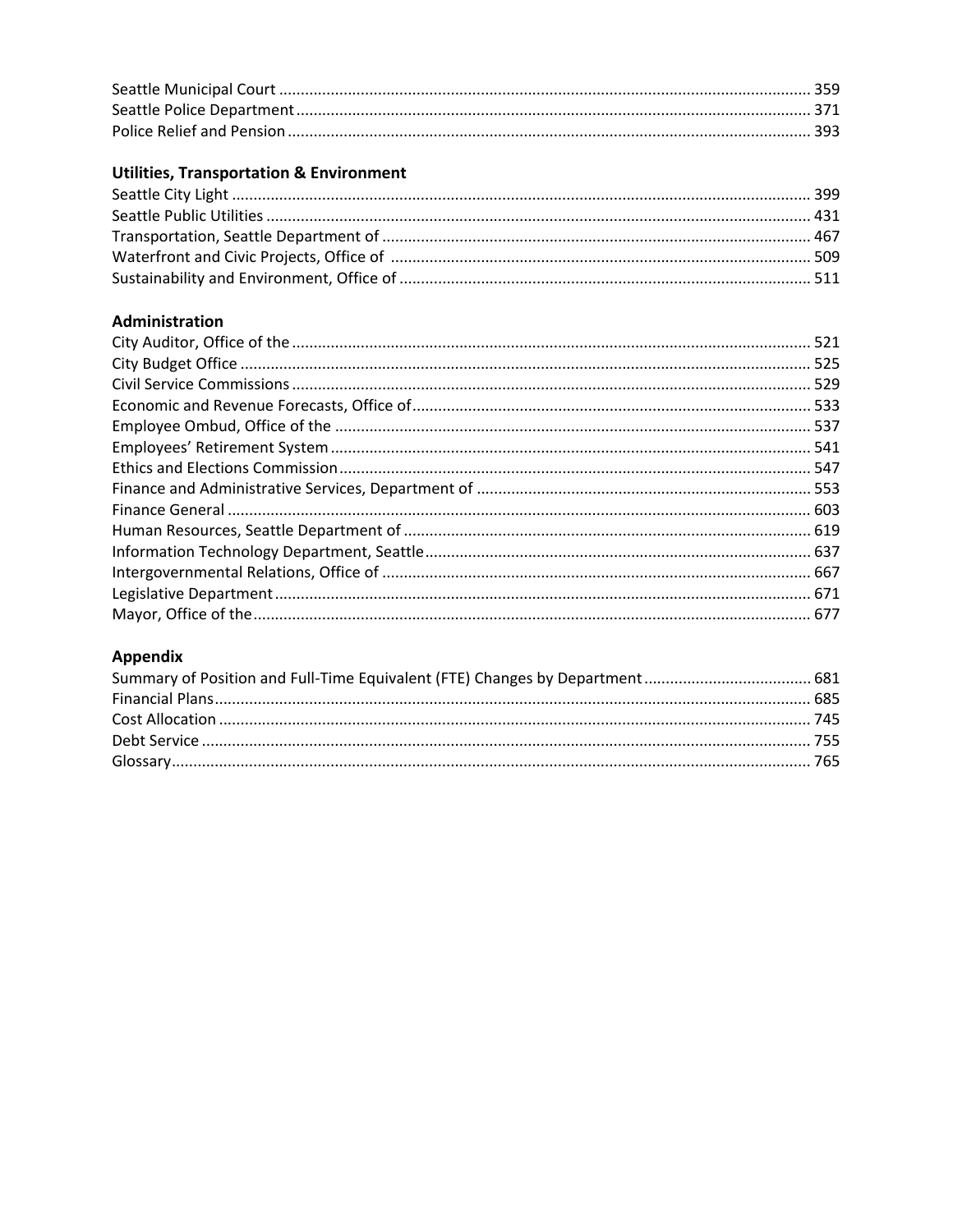Seattle Municipal Court ........................................................................................................................ 359
Seattle Police Department ...................................................................................................................... 371
Police Relief and Pension ........................................................................................................................ 393

**Utilities, Transportation & Environment**

Seattle City Light ...................................................................................................................................... 399
Seattle Public Utilities .............................................................................................................................. 431
Transportation, Seattle Department of .................................................................................................... 467
Waterfront and Civic Projects, Office of .................................................................................................. 509
Sustainability and Environment, Office of ............................................................................................... 511

**Administration**

City Auditor, Office of the ........................................................................................................................ 521
City Budget Office ..................................................................................................................................... 525
Civil Service Commissions ........................................................................................................................ 529
Economic and Revenue Forecasts, Office of ............................................................................................ 533
Employee Ombud, Office of the ............................................................................................................... 537
Employees' Retirement System ............................................................................................................... 541
Ethics and Elections Commission ............................................................................................................. 547
Finance and Administrative Services, Department of .............................................................................. 553
Finance General ........................................................................................................................................ 603
Human Resources, Seattle Department of .............................................................................................. 619
Information Technology Department, Seattle .......................................................................................... 637
Intergovernmental Relations, Office of .................................................................................................... 667
Legislative Department ............................................................................................................................. 671
Mayor, Office of the .................................................................................................................................. 677

**Appendix**

Summary of Position and Full-Time Equivalent (FTE) Changes by Department ....................................... 681
Financial Plans ........................................................................................................................................... 685
Cost Allocation .......................................................................................................................................... 745
Debt Service .............................................................................................................................................. 755
Glossary ..................................................................................................................................................... 765